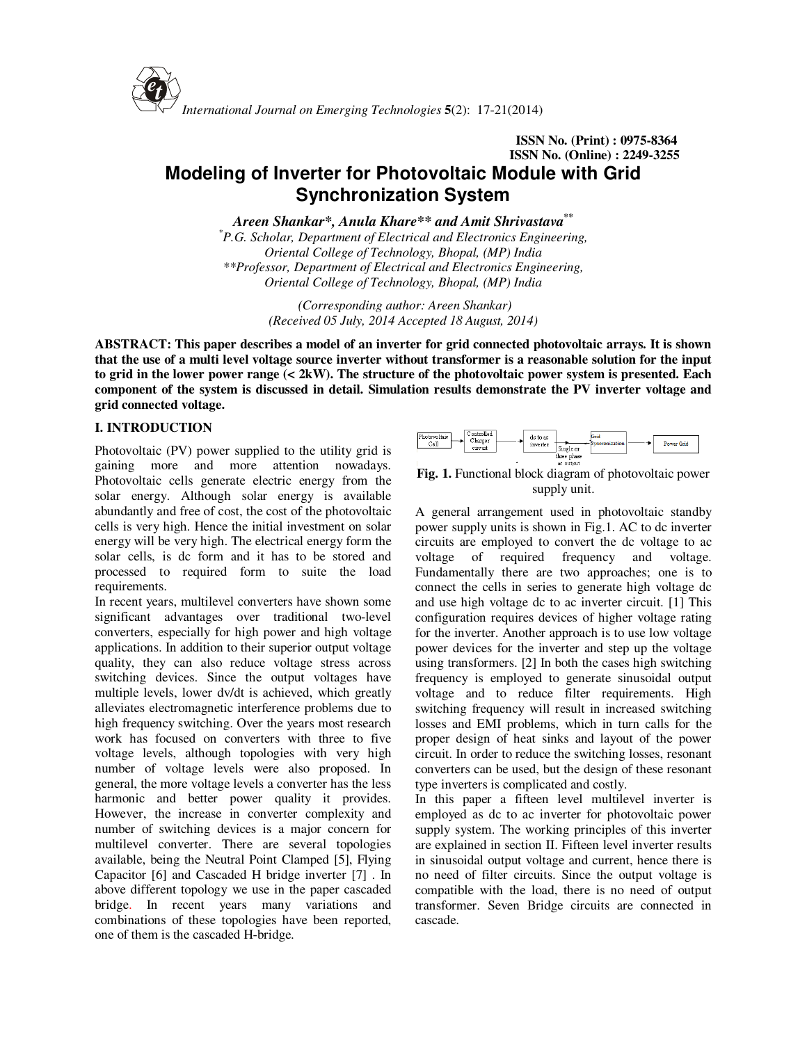International Journal on Emerging Technologies 5(2): 17-21(2014)

**ISSN No. (Print) : 0975-8364**
**ISSN No. (Online) : 2249-3255**

# Modeling of Inverter for Photovoltaic Module with Grid Synchronization System

***Areen Shankar*, Anula Khare** and Amit Shrivastava****

*[*]P.G. Scholar, Department of Electrical and Electronics Engineering, Oriental College of Technology, Bhopal, (MP) India*
*[**]Professor, Department of Electrical and Electronics Engineering, Oriental College of Technology, Bhopal, (MP) India*

*(Corresponding author: Areen Shankar)*
*(Received 05 July, 2014 Accepted 18 August, 2014)*

**ABSTRACT: This paper describes a model of an inverter for grid connected photovoltaic arrays. It is shown that the use of a multi level voltage source inverter without transformer is a reasonable solution for the input to grid in the lower power range (< 2kW). The structure of the photovoltaic power system is presented. Each component of the system is discussed in detail. Simulation results demonstrate the PV inverter voltage and grid connected voltage.**

## I. INTRODUCTION

Photovoltaic (PV) power supplied to the utility grid is gaining more and more attention nowadays. Photovoltaic cells generate electric energy from the solar energy. Although solar energy is available abundantly and free of cost, the cost of the photovoltaic cells is very high. Hence the initial investment on solar energy will be very high. The electrical energy form the solar cells, is dc form and it has to be stored and processed to required form to suite the load requirements.

In recent years, multilevel converters have shown some significant advantages over traditional two-level converters, especially for high power and high voltage applications. In addition to their superior output voltage quality, they can also reduce voltage stress across switching devices. Since the output voltages have multiple levels, lower dv/dt is achieved, which greatly alleviates electromagnetic interference problems due to high frequency switching. Over the years most research work has focused on converters with three to five voltage levels, although topologies with very high number of voltage levels were also proposed. In general, the more voltage levels a converter has the less harmonic and better power quality it provides. However, the increase in converter complexity and number of switching devices is a major concern for multilevel converter. There are several topologies available, being the Neutral Point Clamped [5], Flying Capacitor [6] and Cascaded H bridge inverter [7] . In above different topology we use in the paper cascaded bridge. In recent years many variations and combinations of these topologies have been reported, one of them is the cascaded H-bridge.

Photovoltaic Cell → Controlled Charger circuit → dc to ac inverter → Single or three phase ac output → Grid Synchronization → Power Grid

**Fig. 1.** Functional block diagram of photovoltaic power supply unit.

A general arrangement used in photovoltaic standby power supply units is shown in Fig.1. AC to dc inverter circuits are employed to convert the dc voltage to ac voltage of required frequency and voltage. Fundamentally there are two approaches; one is to connect the cells in series to generate high voltage dc and use high voltage dc to ac inverter circuit. [1] This configuration requires devices of higher voltage rating for the inverter. Another approach is to use low voltage power devices for the inverter and step up the voltage using transformers. [2] In both the cases high switching frequency is employed to generate sinusoidal output voltage and to reduce filter requirements. High switching frequency will result in increased switching losses and EMI problems, which in turn calls for the proper design of heat sinks and layout of the power circuit. In order to reduce the switching losses, resonant converters can be used, but the design of these resonant type inverters is complicated and costly.

In this paper a fifteen level multilevel inverter is employed as dc to ac inverter for photovoltaic power supply system. The working principles of this inverter are explained in section II. Fifteen level inverter results in sinusoidal output voltage and current, hence there is no need of filter circuits. Since the output voltage is compatible with the load, there is no need of output transformer. Seven Bridge circuits are connected in cascade.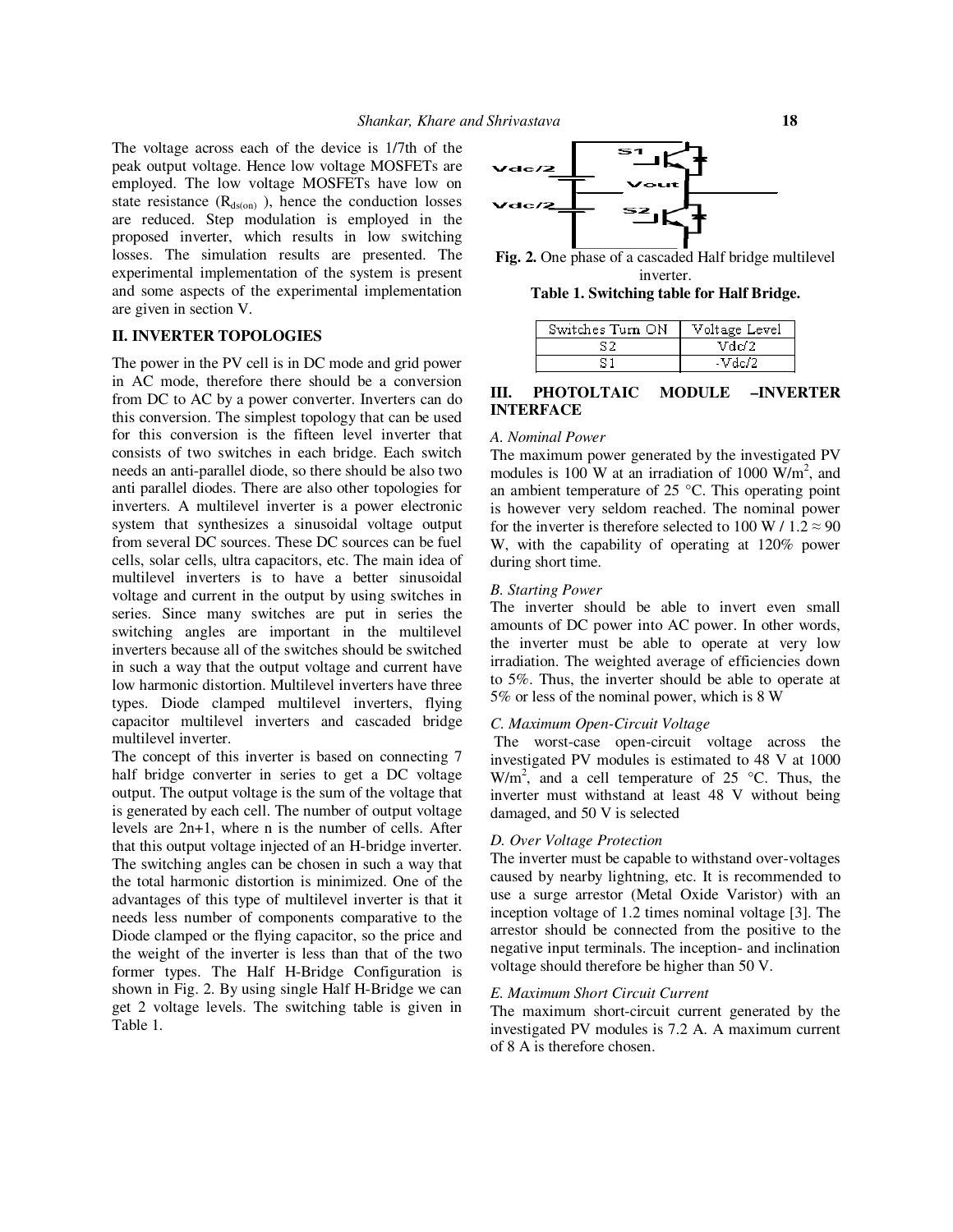The voltage across each of the device is 1/7th of the peak output voltage. Hence low voltage MOSFETs are employed. The low voltage MOSFETs have low on state resistance ($R_{ds(on)}$ ), hence the conduction losses are reduced. Step modulation is employed in the proposed inverter, which results in low switching losses. The simulation results are presented. The experimental implementation of the system is present and some aspects of the experimental implementation are given in section V.

## II. INVERTER TOPOLOGIES

The power in the PV cell is in DC mode and grid power in AC mode, therefore there should be a conversion from DC to AC by a power converter. Inverters can do this conversion. The simplest topology that can be used for this conversion is the fifteen level inverter that consists of two switches in each bridge. Each switch needs an anti-parallel diode, so there should be also two anti parallel diodes. There are also other topologies for inverters. A multilevel inverter is a power electronic system that synthesizes a sinusoidal voltage output from several DC sources. These DC sources can be fuel cells, solar cells, ultra capacitors, etc. The main idea of multilevel inverters is to have a better sinusoidal voltage and current in the output by using switches in series. Since many switches are put in series the switching angles are important in the multilevel inverters because all of the switches should be switched in such a way that the output voltage and current have low harmonic distortion. Multilevel inverters have three types. Diode clamped multilevel inverters, flying capacitor multilevel inverters and cascaded bridge multilevel inverter.

The concept of this inverter is based on connecting 7 half bridge converter in series to get a DC voltage output. The output voltage is the sum of the voltage that is generated by each cell. The number of output voltage levels are 2n+1, where n is the number of cells. After that this output voltage injected of an H-bridge inverter. The switching angles can be chosen in such a way that the total harmonic distortion is minimized. One of the advantages of this type of multilevel inverter is that it needs less number of components comparative to the Diode clamped or the flying capacitor, so the price and the weight of the inverter is less than that of the two former types. The Half H-Bridge Configuration is shown in Fig. 2. By using single Half H-Bridge we can get 2 voltage levels. The switching table is given in Table 1.

**Fig. 2.** One phase of a cascaded Half bridge multilevel inverter.

**Table 1. Switching table for Half Bridge.**

| Switches Turn ON | Voltage Level |
|---|---|
| S2 | Vdc/2 |
| S1 | -Vdc/2 |

## III. PHOTOLTAIC MODULE –INVERTER INTERFACE

*A. Nominal Power*

The maximum power generated by the investigated PV modules is 100 W at an irradiation of 1000 W/m$^2$, and an ambient temperature of 25 °C. This operating point is however very seldom reached. The nominal power for the inverter is therefore selected to 100 W / 1.2 ≈ 90 W, with the capability of operating at 120% power during short time.

*B. Starting Power*

The inverter should be able to invert even small amounts of DC power into AC power. In other words, the inverter must be able to operate at very low irradiation. The weighted average of efficiencies down to 5%. Thus, the inverter should be able to operate at 5% or less of the nominal power, which is 8 W

*C. Maximum Open-Circuit Voltage*

The worst-case open-circuit voltage across the investigated PV modules is estimated to 48 V at 1000 W/m$^2$, and a cell temperature of 25 °C. Thus, the inverter must withstand at least 48 V without being damaged, and 50 V is selected

*D. Over Voltage Protection*

The inverter must be capable to withstand over-voltages caused by nearby lightning, etc. It is recommended to use a surge arrestor (Metal Oxide Varistor) with an inception voltage of 1.2 times nominal voltage [3]. The arrestor should be connected from the positive to the negative input terminals. The inception- and inclination voltage should therefore be higher than 50 V.

*E. Maximum Short Circuit Current*

The maximum short-circuit current generated by the investigated PV modules is 7.2 A. A maximum current of 8 A is therefore chosen.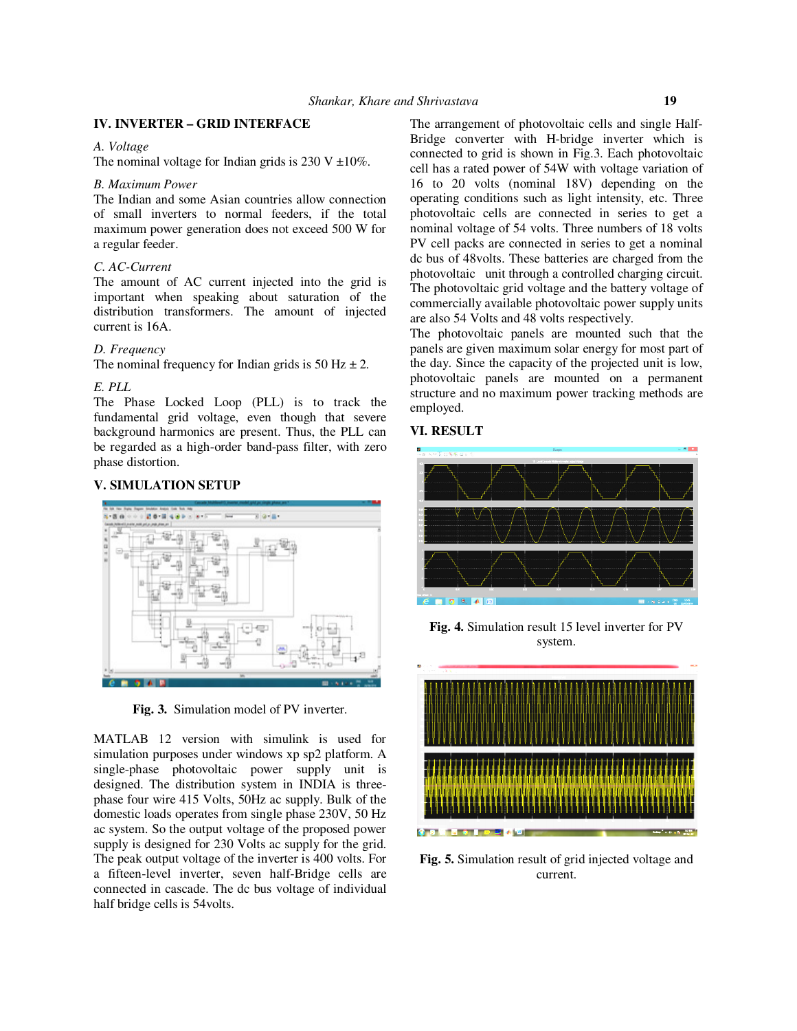## IV. INVERTER – GRID INTERFACE

*A. Voltage*

The nominal voltage for Indian grids is 230 V ±10%.

*B. Maximum Power*

The Indian and some Asian countries allow connection of small inverters to normal feeders, if the total maximum power generation does not exceed 500 W for a regular feeder.

*C. AC-Current*

The amount of AC current injected into the grid is important when speaking about saturation of the distribution transformers. The amount of injected current is 16A.

*D. Frequency*

The nominal frequency for Indian grids is 50 Hz ± 2.

*E. PLL*

The Phase Locked Loop (PLL) is to track the fundamental grid voltage, even though that severe background harmonics are present. Thus, the PLL can be regarded as a high-order band-pass filter, with zero phase distortion.

## V. SIMULATION SETUP

**Fig. 3.** Simulation model of PV inverter.

MATLAB 12 version with simulink is used for simulation purposes under windows xp sp2 platform. A single-phase photovoltaic power supply unit is designed. The distribution system in INDIA is three-phase four wire 415 Volts, 50Hz ac supply. Bulk of the domestic loads operates from single phase 230V, 50 Hz ac system. So the output voltage of the proposed power supply is designed for 230 Volts ac supply for the grid. The peak output voltage of the inverter is 400 volts. For a fifteen-level inverter, seven half-Bridge cells are connected in cascade. The dc bus voltage of individual half bridge cells is 54volts.

The arrangement of photovoltaic cells and single Half-Bridge converter with H-bridge inverter which is connected to grid is shown in Fig.3. Each photovoltaic cell has a rated power of 54W with voltage variation of 16 to 20 volts (nominal 18V) depending on the operating conditions such as light intensity, etc. Three photovoltaic cells are connected in series to get a nominal voltage of 54 volts. Three numbers of 18 volts PV cell packs are connected in series to get a nominal dc bus of 48volts. These batteries are charged from the photovoltaic unit through a controlled charging circuit. The photovoltaic grid voltage and the battery voltage of commercially available photovoltaic power supply units are also 54 Volts and 48 volts respectively.

The photovoltaic panels are mounted such that the panels are given maximum solar energy for most part of the day. Since the capacity of the projected unit is low, photovoltaic panels are mounted on a permanent structure and no maximum power tracking methods are employed.

## VI. RESULT

**Fig. 4.** Simulation result 15 level inverter for PV system.

**Fig. 5.** Simulation result of grid injected voltage and current.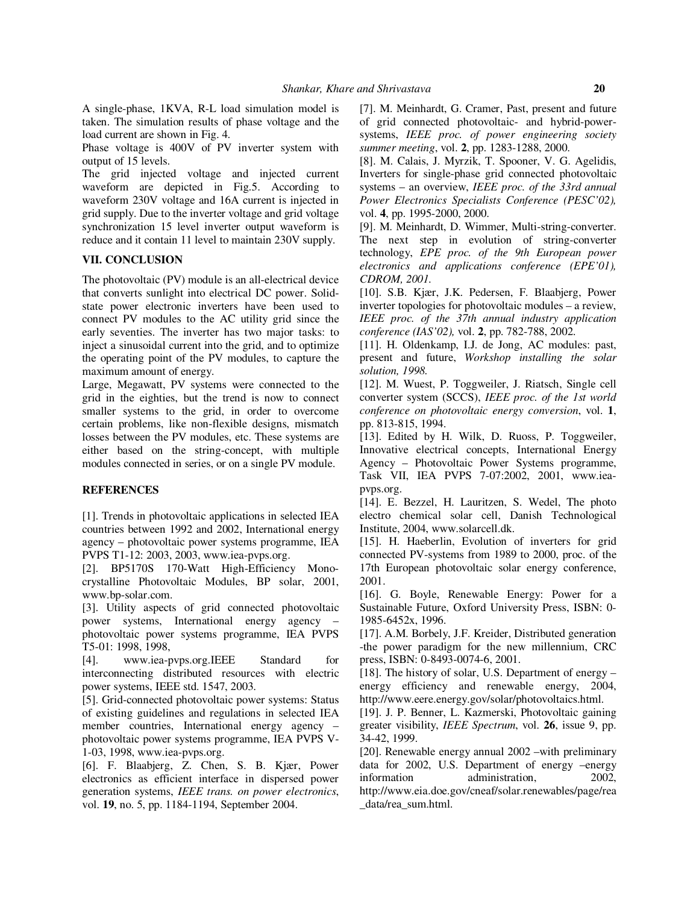A single-phase, 1KVA, R-L load simulation model is taken. The simulation results of phase voltage and the load current are shown in Fig. 4.

Phase voltage is 400V of PV inverter system with output of 15 levels.

The grid injected voltage and injected current waveform are depicted in Fig.5. According to waveform 230V voltage and 16A current is injected in grid supply. Due to the inverter voltage and grid voltage synchronization 15 level inverter output waveform is reduce and it contain 11 level to maintain 230V supply.

## VII. CONCLUSION

The photovoltaic (PV) module is an all-electrical device that converts sunlight into electrical DC power. Solid-state power electronic inverters have been used to connect PV modules to the AC utility grid since the early seventies. The inverter has two major tasks: to inject a sinusoidal current into the grid, and to optimize the operating point of the PV modules, to capture the maximum amount of energy.

Large, Megawatt, PV systems were connected to the grid in the eighties, but the trend is now to connect smaller systems to the grid, in order to overcome certain problems, like non-flexible designs, mismatch losses between the PV modules, etc. These systems are either based on the string-concept, with multiple modules connected in series, or on a single PV module.

## REFERENCES

[1]. Trends in photovoltaic applications in selected IEA countries between 1992 and 2002, International energy agency – photovoltaic power systems programme, IEA PVPS T1-12: 2003, 2003, www.iea-pvps.org.

[2]. BP5170S 170-Watt High-Efficiency Mono-crystalline Photovoltaic Modules, BP solar, 2001, www.bp-solar.com.

[3]. Utility aspects of grid connected photovoltaic power systems, International energy agency – photovoltaic power systems programme, IEA PVPS T5-01: 1998, 1998,

[4]. www.iea-pvps.org.IEEE Standard for interconnecting distributed resources with electric power systems, IEEE std. 1547, 2003.

[5]. Grid-connected photovoltaic power systems: Status of existing guidelines and regulations in selected IEA member countries, International energy agency – photovoltaic power systems programme, IEA PVPS V-1-03, 1998, www.iea-pvps.org.

[6]. F. Blaabjerg, Z. Chen, S. B. Kjær, Power electronics as efficient interface in dispersed power generation systems, *IEEE trans. on power electronics*, vol. **19**, no. 5, pp. 1184-1194, September 2004.

[7]. M. Meinhardt, G. Cramer, Past, present and future of grid connected photovoltaic- and hybrid-power-systems, *IEEE proc. of power engineering society summer meeting*, vol. **2**, pp. 1283-1288, 2000.

[8]. M. Calais, J. Myrzik, T. Spooner, V. G. Agelidis, Inverters for single-phase grid connected photovoltaic systems – an overview, *IEEE proc. of the 33rd annual Power Electronics Specialists Conference (PESC'02),* vol. **4**, pp. 1995-2000, 2000.

[9]. M. Meinhardt, D. Wimmer, Multi-string-converter. The next step in evolution of string-converter technology, *EPE proc. of the 9th European power electronics and applications conference (EPE'01), CDROM, 2001.*

[10]. S.B. Kjær, J.K. Pedersen, F. Blaabjerg, Power inverter topologies for photovoltaic modules – a review, *IEEE proc. of the 37th annual industry application conference (IAS'02),* vol. **2**, pp. 782-788, 2002.

[11]. H. Oldenkamp, I.J. de Jong, AC modules: past, present and future, *Workshop installing the solar solution, 1998.*

[12]. M. Wuest, P. Toggweiler, J. Riatsch, Single cell converter system (SCCS), *IEEE proc. of the 1st world conference on photovoltaic energy conversion*, vol. **1**, pp. 813-815, 1994.

[13]. Edited by H. Wilk, D. Ruoss, P. Toggweiler, Innovative electrical concepts, International Energy Agency – Photovoltaic Power Systems programme, Task VII, IEA PVPS 7-07:2002, 2001, www.iea-pvps.org.

[14]. E. Bezzel, H. Lauritzen, S. Wedel, The photo electro chemical solar cell, Danish Technological Institute, 2004, www.solarcell.dk.

[15]. H. Haeberlin, Evolution of inverters for grid connected PV-systems from 1989 to 2000, proc. of the 17th European photovoltaic solar energy conference, 2001.

[16]. G. Boyle, Renewable Energy: Power for a Sustainable Future, Oxford University Press, ISBN: 0-1985-6452x, 1996.

[17]. A.M. Borbely, J.F. Kreider, Distributed generation -the power paradigm for the new millennium, CRC press, ISBN: 0-8493-0074-6, 2001.

[18]. The history of solar, U.S. Department of energy – energy efficiency and renewable energy, 2004, http://www.eere.energy.gov/solar/photovoltaics.html.

[19]. J. P. Benner, L. Kazmerski, Photovoltaic gaining greater visibility, *IEEE Spectrum*, vol. **26**, issue 9, pp. 34-42, 1999.

[20]. Renewable energy annual 2002 –with preliminary data for 2002, U.S. Department of energy –energy information administration, 2002, http://www.eia.doe.gov/cneaf/solar.renewables/page/rea_data/rea_sum.html.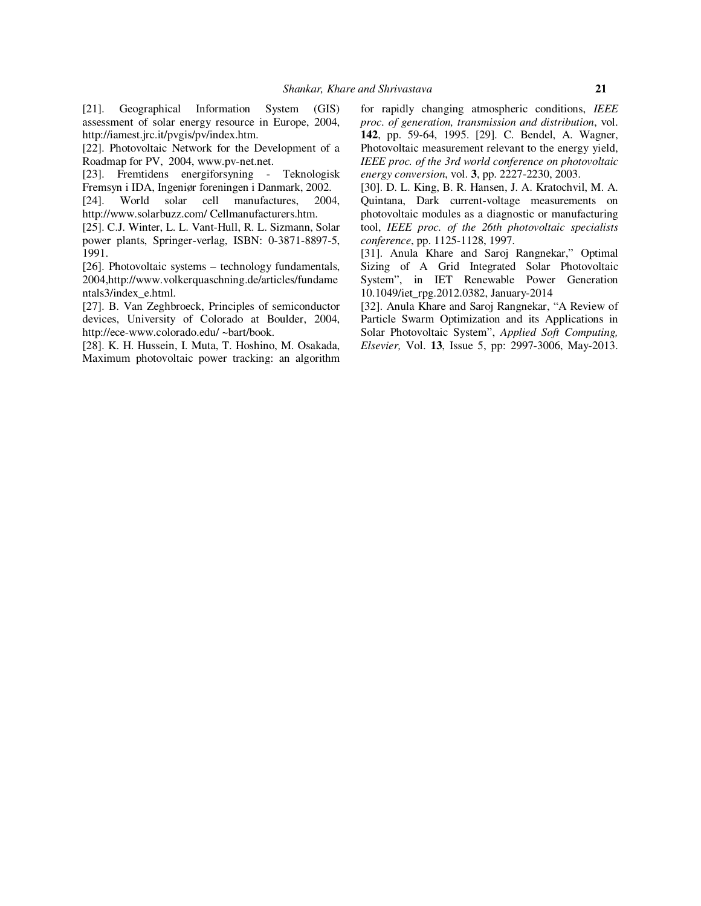[21]. Geographical Information System (GIS) assessment of solar energy resource in Europe, 2004, http://iamest.jrc.it/pvgis/pv/index.htm.

[22]. Photovoltaic Network for the Development of a Roadmap for PV, 2004, www.pv-net.net.

[23]. Fremtidens energiforsyning - Teknologisk Fremsyn i IDA, Ingeniør foreningen i Danmark, 2002.

[24]. World solar cell manufactures, 2004, http://www.solarbuzz.com/ Cellmanufacturers.htm.

[25]. C.J. Winter, L. L. Vant-Hull, R. L. Sizmann, Solar power plants, Springer-verlag, ISBN: 0-3871-8897-5, 1991.

[26]. Photovoltaic systems – technology fundamentals, 2004,http://www.volkerquaschning.de/articles/fundamentals3/index_e.html.

[27]. B. Van Zeghbroeck, Principles of semiconductor devices, University of Colorado at Boulder, 2004, http://ece-www.colorado.edu/ ~bart/book.

[28]. K. H. Hussein, I. Muta, T. Hoshino, M. Osakada, Maximum photovoltaic power tracking: an algorithm for rapidly changing atmospheric conditions, *IEEE proc. of generation, transmission and distribution*, vol. **142**, pp. 59-64, 1995.

[29]. C. Bendel, A. Wagner, Photovoltaic measurement relevant to the energy yield, *IEEE proc. of the 3rd world conference on photovoltaic energy conversion*, vol. **3**, pp. 2227-2230, 2003.

[30]. D. L. King, B. R. Hansen, J. A. Kratochvil, M. A. Quintana, Dark current-voltage measurements on photovoltaic modules as a diagnostic or manufacturing tool, *IEEE proc. of the 26th photovoltaic specialists conference*, pp. 1125-1128, 1997.

[31]. Anula Khare and Saroj Rangnekar," Optimal Sizing of A Grid Integrated Solar Photovoltaic System", in IET Renewable Power Generation 10.1049/iet_rpg.2012.0382, January-2014

[32]. Anula Khare and Saroj Rangnekar, "A Review of Particle Swarm Optimization and its Applications in Solar Photovoltaic System", *Applied Soft Computing, Elsevier,* Vol. **13**, Issue 5, pp: 2997-3006, May-2013.